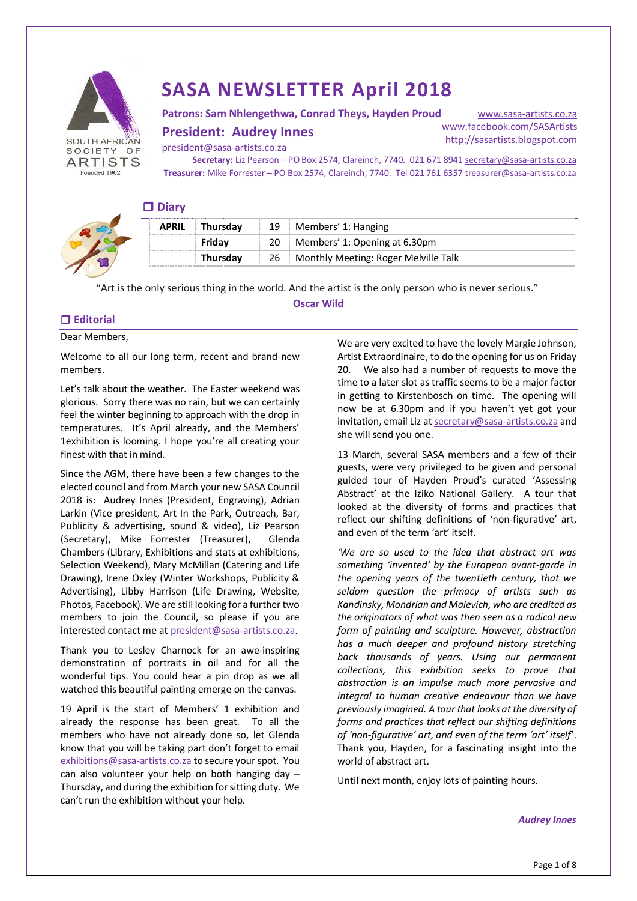# SASA NEWSLETTER April 2018

**Patrons: Sam Nhlengethwa, Conrad Theys, Hayden Proud**

**President: Audrey Innes**

president@sasa-artists.co.za

www.sasa-artists.co.za
www.facebook.com/SASArtists
http://sasartists.blogspot.com

**Secretary:** Liz Pearson – PO Box 2574, Clareinch, 7740. 021 671 8941 secretary@sasa-artists.co.za

**Treasurer:** Mike Forrester – PO Box 2574, Clareinch, 7740. Tel 021 761 6357 treasurer@sasa-artists.co.za

## Diary

| | | | |
|---|---|---|---|
| **APRIL** | **Thursday** | 19 | Members' 1: Hanging |
| | **Friday** | 20 | Members' 1: Opening at 6.30pm |
| | **Thursday** | 26 | Monthly Meeting: Roger Melville Talk |

"Art is the only serious thing in the world. And the artist is the only person who is never serious."

**Oscar Wild**

## Editorial

Dear Members,

Welcome to all our long term, recent and brand-new members.

Let's talk about the weather. The Easter weekend was glorious. Sorry there was no rain, but we can certainly feel the winter beginning to approach with the drop in temperatures. It's April already, and the Members' 1exhibition is looming. I hope you're all creating your finest with that in mind.

Since the AGM, there have been a few changes to the elected council and from March your new SASA Council 2018 is: Audrey Innes (President, Engraving), Adrian Larkin (Vice president, Art In the Park, Outreach, Bar, Publicity & advertising, sound & video), Liz Pearson (Secretary), Mike Forrester (Treasurer), Glenda Chambers (Library, Exhibitions and stats at exhibitions, Selection Weekend), Mary McMillan (Catering and Life Drawing), Irene Oxley (Winter Workshops, Publicity & Advertising), Libby Harrison (Life Drawing, Website, Photos, Facebook). We are still looking for a further two members to join the Council, so please if you are interested contact me at president@sasa-artists.co.za.

Thank you to Lesley Charnock for an awe-inspiring demonstration of portraits in oil and for all the wonderful tips. You could hear a pin drop as we all watched this beautiful painting emerge on the canvas.

19 April is the start of Members' 1 exhibition and already the response has been great. To all the members who have not already done so, let Glenda know that you will be taking part don't forget to email exhibitions@sasa-artists.co.za to secure your spot. You can also volunteer your help on both hanging day – Thursday, and during the exhibition for sitting duty. We can't run the exhibition without your help.

We are very excited to have the lovely Margie Johnson, Artist Extraordinaire, to do the opening for us on Friday 20. We also had a number of requests to move the time to a later slot as traffic seems to be a major factor in getting to Kirstenbosch on time. The opening will now be at 6.30pm and if you haven't yet got your invitation, email Liz at secretary@sasa-artists.co.za and she will send you one.

13 March, several SASA members and a few of their guests, were very privileged to be given and personal guided tour of Hayden Proud's curated 'Assessing Abstract' at the Iziko National Gallery. A tour that looked at the diversity of forms and practices that reflect our shifting definitions of 'non-figurative' art, and even of the term 'art' itself.

*'We are so used to the idea that abstract art was something 'invented' by the European avant-garde in the opening years of the twentieth century, that we seldom question the primacy of artists such as Kandinsky, Mondrian and Malevich, who are credited as the originators of what was then seen as a radical new form of painting and sculpture. However, abstraction has a much deeper and profound history stretching back thousands of years. Using our permanent collections, this exhibition seeks to prove that abstraction is an impulse much more pervasive and integral to human creative endeavour than we have previously imagined. A tour that looks at the diversity of forms and practices that reflect our shifting definitions of 'non-figurative' art, and even of the term 'art' itself'*. Thank you, Hayden, for a fascinating insight into the world of abstract art.

Until next month, enjoy lots of painting hours.

***Audrey Innes***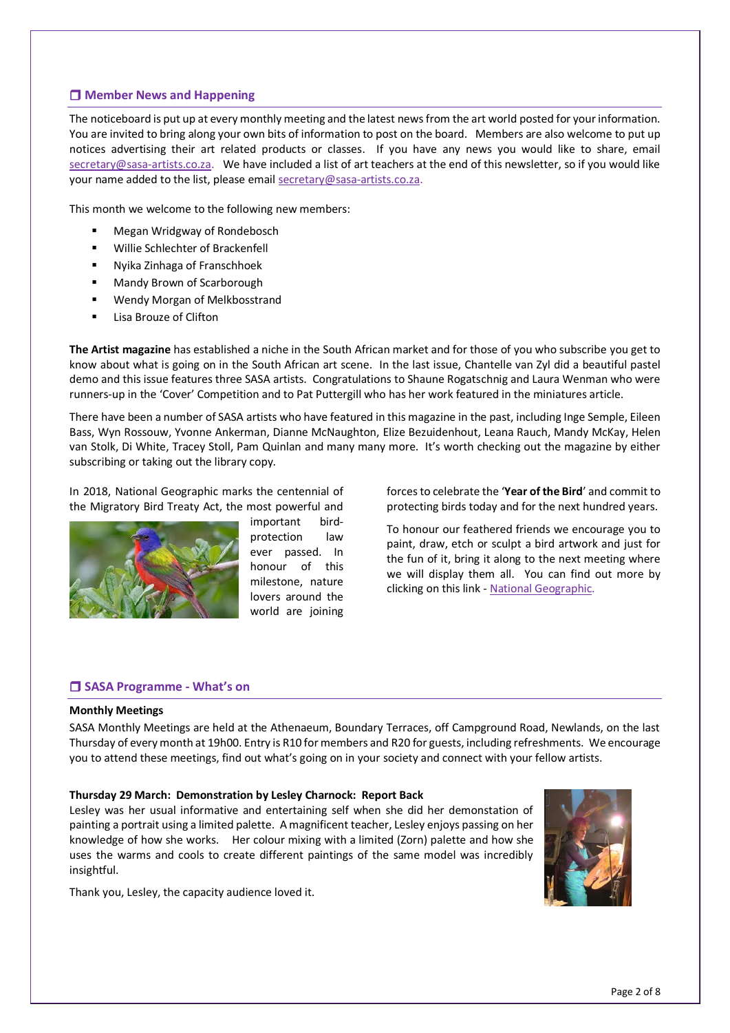## ❒ Member News and Happening

The noticeboard is put up at every monthly meeting and the latest news from the art world posted for your information. You are invited to bring along your own bits of information to post on the board. Members are also welcome to put up notices advertising their art related products or classes. If you have any news you would like to share, email secretary@sasa-artists.co.za. We have included a list of art teachers at the end of this newsletter, so if you would like your name added to the list, please email secretary@sasa-artists.co.za.

This month we welcome to the following new members:

- Megan Wridgway of Rondebosch
- Willie Schlechter of Brackenfell
- Nyika Zinhaga of Franschhoek
- Mandy Brown of Scarborough
- Wendy Morgan of Melkbosstrand
- Lisa Brouze of Clifton

**The Artist magazine** has established a niche in the South African market and for those of you who subscribe you get to know about what is going on in the South African art scene. In the last issue, Chantelle van Zyl did a beautiful pastel demo and this issue features three SASA artists. Congratulations to Shaune Rogatschnig and Laura Wenman who were runners-up in the 'Cover' Competition and to Pat Puttergill who has her work featured in the miniatures article.

There have been a number of SASA artists who have featured in this magazine in the past, including Inge Semple, Eileen Bass, Wyn Rossouw, Yvonne Ankerman, Dianne McNaughton, Elize Bezuidenhout, Leana Rauch, Mandy McKay, Helen van Stolk, Di White, Tracey Stoll, Pam Quinlan and many many more. It's worth checking out the magazine by either subscribing or taking out the library copy.

In 2018, National Geographic marks the centennial of the Migratory Bird Treaty Act, the most powerful and important bird-protection law ever passed. In honour of this milestone, nature lovers around the world are joining forces to celebrate the '**Year of the Bird**' and commit to protecting birds today and for the next hundred years.

To honour our feathered friends we encourage you to paint, draw, etch or sculpt a bird artwork and just for the fun of it, bring it along to the next meeting where we will display them all. You can find out more by clicking on this link - National Geographic.

## ❒ SASA Programme - What's on

**Monthly Meetings**

SASA Monthly Meetings are held at the Athenaeum, Boundary Terraces, off Campground Road, Newlands, on the last Thursday of every month at 19h00. Entry is R10 for members and R20 for guests, including refreshments. We encourage you to attend these meetings, find out what's going on in your society and connect with your fellow artists.

**Thursday 29 March: Demonstration by Lesley Charnock: Report Back**

Lesley was her usual informative and entertaining self when she did her demonstation of painting a portrait using a limited palette. A magnificent teacher, Lesley enjoys passing on her knowledge of how she works. Her colour mixing with a limited (Zorn) palette and how she uses the warms and cools to create different paintings of the same model was incredibly insightful.

Thank you, Lesley, the capacity audience loved it.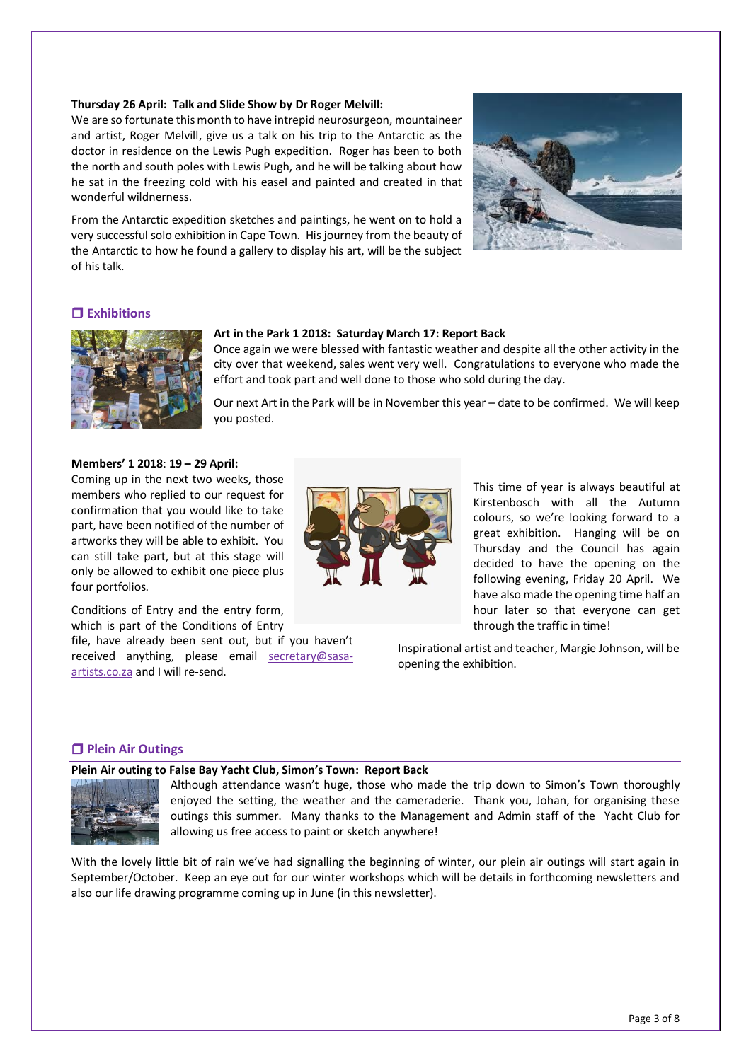**Thursday 26 April: Talk and Slide Show by Dr Roger Melvill:**

We are so fortunate this month to have intrepid neurosurgeon, mountaineer and artist, Roger Melvill, give us a talk on his trip to the Antarctic as the doctor in residence on the Lewis Pugh expedition. Roger has been to both the north and south poles with Lewis Pugh, and he will be talking about how he sat in the freezing cold with his easel and painted and created in that wonderful wildnerness.

From the Antarctic expedition sketches and paintings, he went on to hold a very successful solo exhibition in Cape Town. His journey from the beauty of the Antarctic to how he found a gallery to display his art, will be the subject of his talk.

## ❐ Exhibitions

**Art in the Park 1 2018: Saturday March 17: Report Back**

Once again we were blessed with fantastic weather and despite all the other activity in the city over that weekend, sales went very well. Congratulations to everyone who made the effort and took part and well done to those who sold during the day.

Our next Art in the Park will be in November this year – date to be confirmed. We will keep you posted.

**Members' 1 2018**: **19 – 29 April:**

Coming up in the next two weeks, those members who replied to our request for confirmation that you would like to take part, have been notified of the number of artworks they will be able to exhibit. You can still take part, but at this stage will only be allowed to exhibit one piece plus four portfolios.

Conditions of Entry and the entry form, which is part of the Conditions of Entry file, have already been sent out, but if you haven't received anything, please email secretary@sasa-artists.co.za and I will re-send.

This time of year is always beautiful at Kirstenbosch with all the Autumn colours, so we're looking forward to a great exhibition. Hanging will be on Thursday and the Council has again decided to have the opening on the following evening, Friday 20 April. We have also made the opening time half an hour later so that everyone can get through the traffic in time!

Inspirational artist and teacher, Margie Johnson, will be opening the exhibition.

## ❐ Plein Air Outings

**Plein Air outing to False Bay Yacht Club, Simon's Town: Report Back**

Although attendance wasn't huge, those who made the trip down to Simon's Town thoroughly enjoyed the setting, the weather and the cameraderie. Thank you, Johan, for organising these outings this summer. Many thanks to the Management and Admin staff of the Yacht Club for allowing us free access to paint or sketch anywhere!

With the lovely little bit of rain we've had signalling the beginning of winter, our plein air outings will start again in September/October. Keep an eye out for our winter workshops which will be details in forthcoming newsletters and also our life drawing programme coming up in June (in this newsletter).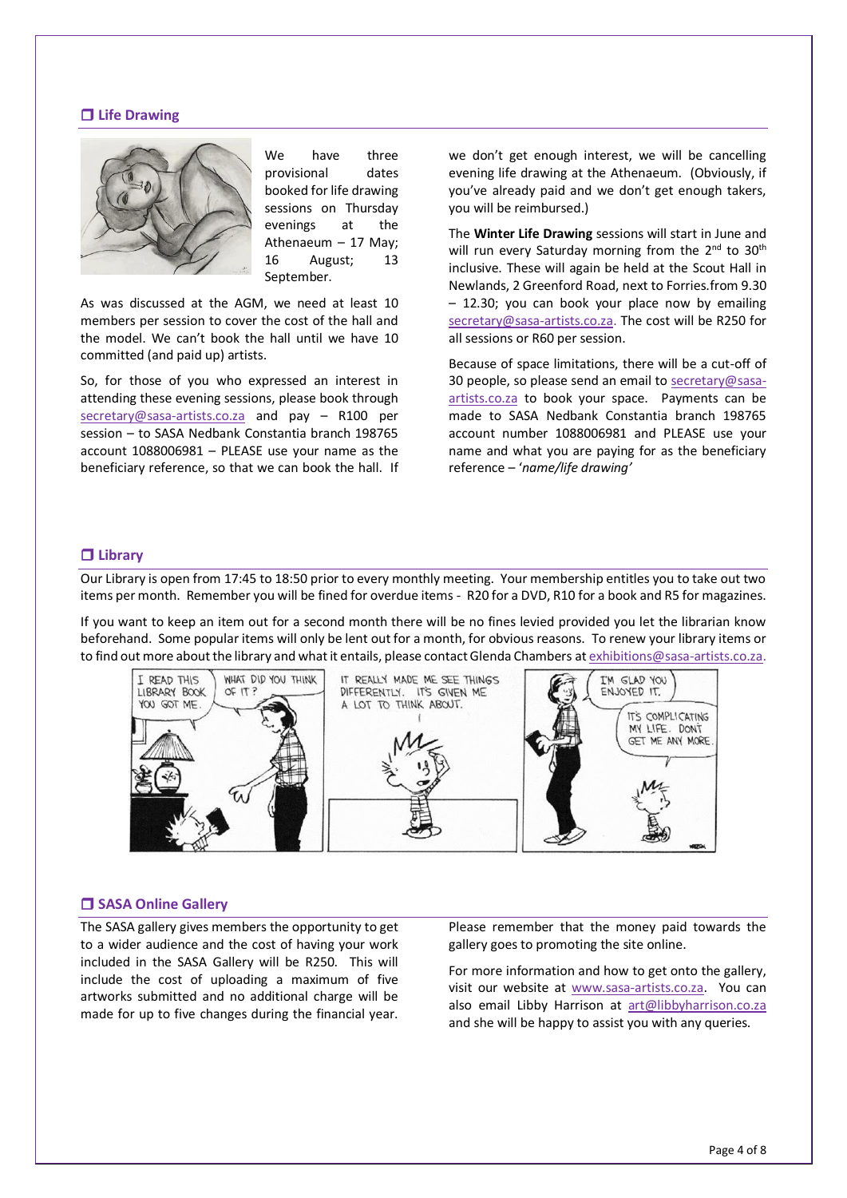## ❐ Life Drawing

We have three provisional dates booked for life drawing sessions on Thursday evenings at the Athenaeum – 17 May; 16 August; 13 September.

As was discussed at the AGM, we need at least 10 members per session to cover the cost of the hall and the model. We can't book the hall until we have 10 committed (and paid up) artists.

So, for those of you who expressed an interest in attending these evening sessions, please book through secretary@sasa-artists.co.za and pay – R100 per session – to SASA Nedbank Constantia branch 198765 account 1088006981 – PLEASE use your name as the beneficiary reference, so that we can book the hall. If we don't get enough interest, we will be cancelling evening life drawing at the Athenaeum. (Obviously, if you've already paid and we don't get enough takers, you will be reimbursed.)

The **Winter Life Drawing** sessions will start in June and will run every Saturday morning from the 2nd to 30th inclusive. These will again be held at the Scout Hall in Newlands, 2 Greenford Road, next to Forries.from 9.30 – 12.30; you can book your place now by emailing secretary@sasa-artists.co.za. The cost will be R250 for all sessions or R60 per session.

Because of space limitations, there will be a cut-off of 30 people, so please send an email to secretary@sasa-artists.co.za to book your space. Payments can be made to SASA Nedbank Constantia branch 198765 account number 1088006981 and PLEASE use your name and what you are paying for as the beneficiary reference – *'name/life drawing'*

## ❐ Library

Our Library is open from 17:45 to 18:50 prior to every monthly meeting. Your membership entitles you to take out two items per month. Remember you will be fined for overdue items - R20 for a DVD, R10 for a book and R5 for magazines.

If you want to keep an item out for a second month there will be no fines levied provided you let the librarian know beforehand. Some popular items will only be lent out for a month, for obvious reasons. To renew your library items or to find out more about the library and what it entails, please contact Glenda Chambers at exhibitions@sasa-artists.co.za.

## ❐ SASA Online Gallery

The SASA gallery gives members the opportunity to get to a wider audience and the cost of having your work included in the SASA Gallery will be R250. This will include the cost of uploading a maximum of five artworks submitted and no additional charge will be made for up to five changes during the financial year.

Please remember that the money paid towards the gallery goes to promoting the site online.

For more information and how to get onto the gallery, visit our website at www.sasa-artists.co.za. You can also email Libby Harrison at art@libbyharrison.co.za and she will be happy to assist you with any queries.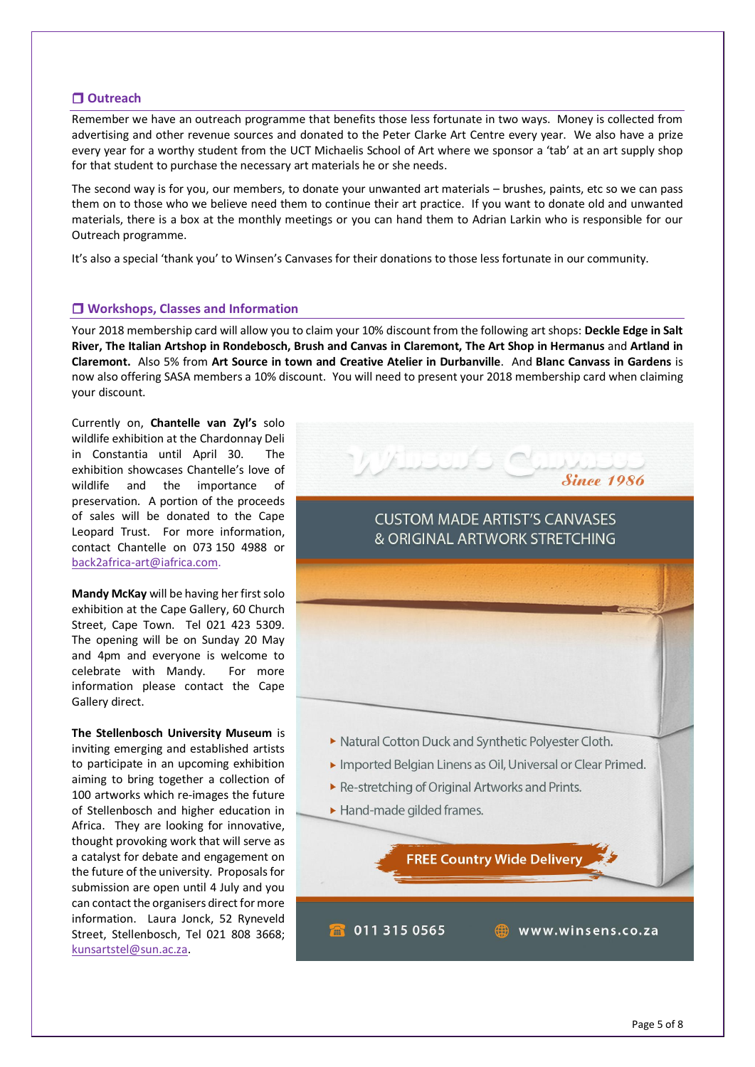## ❒ Outreach

Remember we have an outreach programme that benefits those less fortunate in two ways. Money is collected from advertising and other revenue sources and donated to the Peter Clarke Art Centre every year. We also have a prize every year for a worthy student from the UCT Michaelis School of Art where we sponsor a 'tab' at an art supply shop for that student to purchase the necessary art materials he or she needs.

The second way is for you, our members, to donate your unwanted art materials – brushes, paints, etc so we can pass them on to those who we believe need them to continue their art practice. If you want to donate old and unwanted materials, there is a box at the monthly meetings or you can hand them to Adrian Larkin who is responsible for our Outreach programme.

It's also a special 'thank you' to Winsen's Canvases for their donations to those less fortunate in our community.

## ❒ Workshops, Classes and Information

Your 2018 membership card will allow you to claim your 10% discount from the following art shops: **Deckle Edge in Salt River, The Italian Artshop in Rondebosch, Brush and Canvas in Claremont, The Art Shop in Hermanus** and **Artland in Claremont.** Also 5% from **Art Source in town and Creative Atelier in Durbanville**. And **Blanc Canvass in Gardens** is now also offering SASA members a 10% discount. You will need to present your 2018 membership card when claiming your discount.

Currently on, **Chantelle van Zyl's** solo wildlife exhibition at the Chardonnay Deli in Constantia until April 30. The exhibition showcases Chantelle's love of wildlife and the importance of preservation. A portion of the proceeds of sales will be donated to the Cape Leopard Trust. For more information, contact Chantelle on 073 150 4988 or back2africa-art@iafrica.com.

**Mandy McKay** will be having her first solo exhibition at the Cape Gallery, 60 Church Street, Cape Town. Tel 021 423 5309. The opening will be on Sunday 20 May and 4pm and everyone is welcome to celebrate with Mandy. For more information please contact the Cape Gallery direct.

**The Stellenbosch University Museum** is inviting emerging and established artists to participate in an upcoming exhibition aiming to bring together a collection of 100 artworks which re-images the future of Stellenbosch and higher education in Africa. They are looking for innovative, thought provoking work that will serve as a catalyst for debate and engagement on the future of the university. Proposals for submission are open until 4 July and you can contact the organisers direct for more information. Laura Jonck, 52 Ryneveld Street, Stellenbosch, Tel 021 808 3668; kunsartstel@sun.ac.za.

Winsen's Canvases
Since 1986

CUSTOM MADE ARTIST'S CANVASES
& ORIGINAL ARTWORK STRETCHING

- Natural Cotton Duck and Synthetic Polyester Cloth.
- Imported Belgian Linens as Oil, Universal or Clear Primed.
- Re-stretching of Original Artworks and Prints.
- Hand-made gilded frames.

FREE Country Wide Delivery

011 315 0565 www.winsens.co.za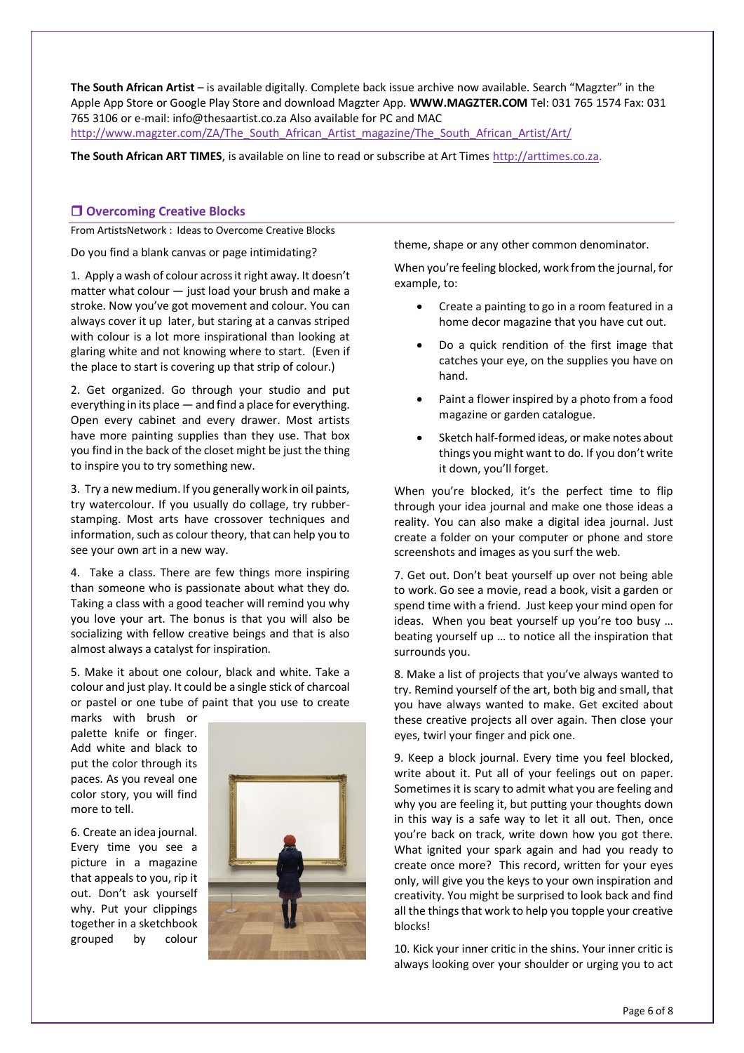**The South African Artist** – is available digitally. Complete back issue archive now available. Search "Magzter" in the Apple App Store or Google Play Store and download Magzter App. **WWW.MAGZTER.COM** Tel: 031 765 1574 Fax: 031 765 3106 or e-mail: info@thesaartist.co.za Also available for PC and MAC http://www.magzter.com/ZA/The_South_African_Artist_magazine/The_South_African_Artist/Art/

**The South African ART TIMES**, is available on line to read or subscribe at Art Times http://arttimes.co.za.

## ❒ Overcoming Creative Blocks

From ArtistsNetwork : Ideas to Overcome Creative Blocks

Do you find a blank canvas or page intimidating?

1. Apply a wash of colour across it right away. It doesn't matter what colour — just load your brush and make a stroke. Now you've got movement and colour. You can always cover it up later, but staring at a canvas striped with colour is a lot more inspirational than looking at glaring white and not knowing where to start. (Even if the place to start is covering up that strip of colour.)

2. Get organized. Go through your studio and put everything in its place — and find a place for everything. Open every cabinet and every drawer. Most artists have more painting supplies than they use. That box you find in the back of the closet might be just the thing to inspire you to try something new.

3. Try a new medium. If you generally work in oil paints, try watercolour. If you usually do collage, try rubber-stamping. Most arts have crossover techniques and information, such as colour theory, that can help you to see your own art in a new way.

4. Take a class. There are few things more inspiring than someone who is passionate about what they do. Taking a class with a good teacher will remind you why you love your art. The bonus is that you will also be socializing with fellow creative beings and that is also almost always a catalyst for inspiration.

5. Make it about one colour, black and white. Take a colour and just play. It could be a single stick of charcoal or pastel or one tube of paint that you use to create marks with brush or palette knife or finger. Add white and black to put the color through its paces. As you reveal one color story, you will find more to tell.

6. Create an idea journal. Every time you see a picture in a magazine that appeals to you, rip it out. Don't ask yourself why. Put your clippings together in a sketchbook grouped by colour theme, shape or any other common denominator.

When you're feeling blocked, work from the journal, for example, to:

- Create a painting to go in a room featured in a home decor magazine that you have cut out.
- Do a quick rendition of the first image that catches your eye, on the supplies you have on hand.
- Paint a flower inspired by a photo from a food magazine or garden catalogue.
- Sketch half-formed ideas, or make notes about things you might want to do. If you don't write it down, you'll forget.

When you're blocked, it's the perfect time to flip through your idea journal and make one those ideas a reality. You can also make a digital idea journal. Just create a folder on your computer or phone and store screenshots and images as you surf the web.

7. Get out. Don't beat yourself up over not being able to work. Go see a movie, read a book, visit a garden or spend time with a friend. Just keep your mind open for ideas. When you beat yourself up you're too busy … beating yourself up … to notice all the inspiration that surrounds you.

8. Make a list of projects that you've always wanted to try. Remind yourself of the art, both big and small, that you have always wanted to make. Get excited about these creative projects all over again. Then close your eyes, twirl your finger and pick one.

9. Keep a block journal. Every time you feel blocked, write about it. Put all of your feelings out on paper. Sometimes it is scary to admit what you are feeling and why you are feeling it, but putting your thoughts down in this way is a safe way to let it all out. Then, once you're back on track, write down how you got there. What ignited your spark again and had you ready to create once more? This record, written for your eyes only, will give you the keys to your own inspiration and creativity. You might be surprised to look back and find all the things that work to help you topple your creative blocks!

10. Kick your inner critic in the shins. Your inner critic is always looking over your shoulder or urging you to act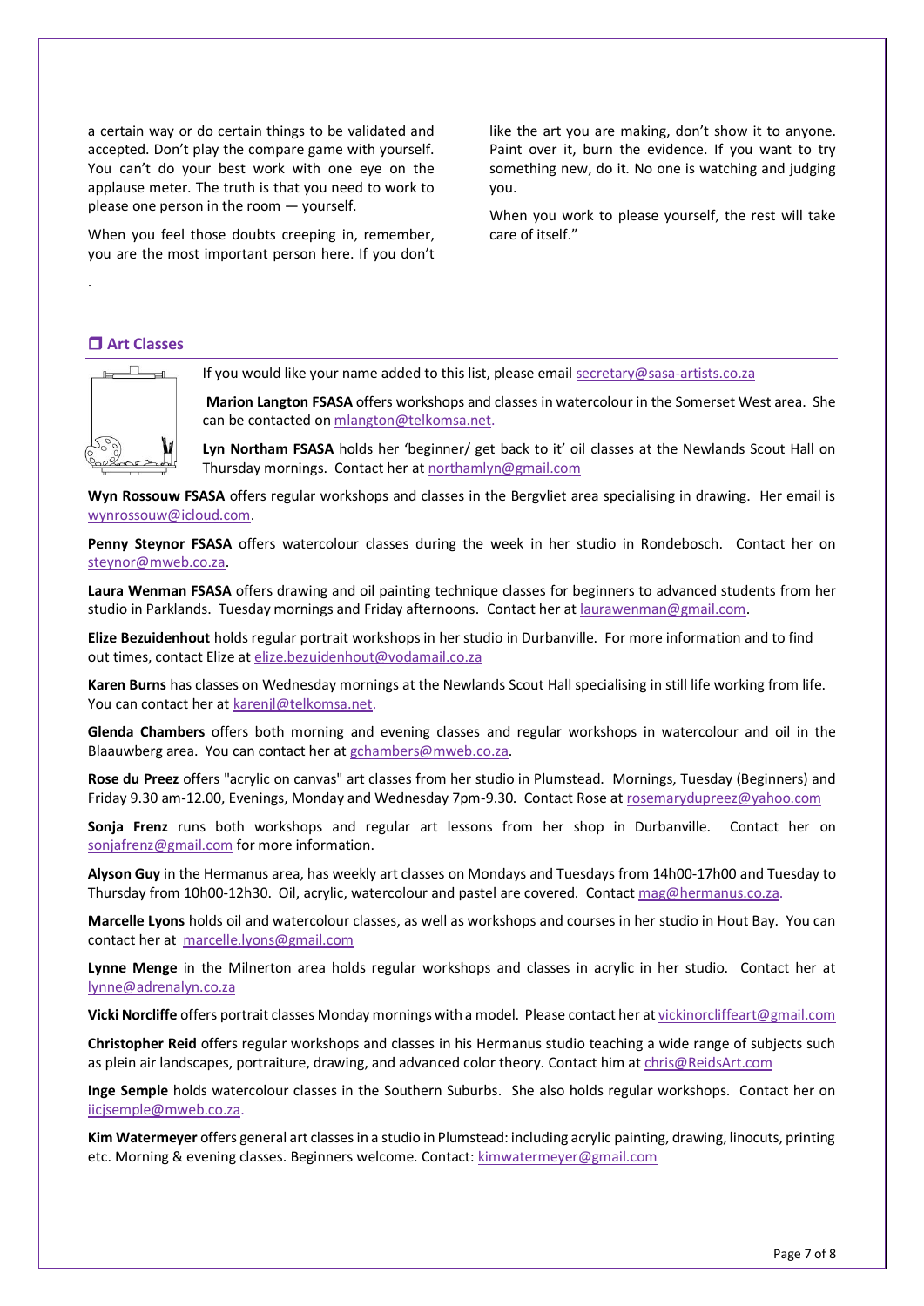a certain way or do certain things to be validated and accepted. Don't play the compare game with yourself. You can't do your best work with one eye on the applause meter. The truth is that you need to work to please one person in the room — yourself.

When you feel those doubts creeping in, remember, you are the most important person here. If you don't like the art you are making, don't show it to anyone. Paint over it, burn the evidence. If you want to try something new, do it. No one is watching and judging you.

When you work to please yourself, the rest will take care of itself."

.

## ❐ Art Classes

If you would like your name added to this list, please email secretary@sasa-artists.co.za

**Marion Langton FSASA** offers workshops and classes in watercolour in the Somerset West area. She can be contacted on mlangton@telkomsa.net.

**Lyn Northam FSASA** holds her 'beginner/ get back to it' oil classes at the Newlands Scout Hall on Thursday mornings. Contact her at northamlyn@gmail.com

**Wyn Rossouw FSASA** offers regular workshops and classes in the Bergvliet area specialising in drawing. Her email is wynrossouw@icloud.com.

**Penny Steynor FSASA** offers watercolour classes during the week in her studio in Rondebosch. Contact her on steynor@mweb.co.za.

**Laura Wenman FSASA** offers drawing and oil painting technique classes for beginners to advanced students from her studio in Parklands. Tuesday mornings and Friday afternoons. Contact her at laurawenman@gmail.com.

**Elize Bezuidenhout** holds regular portrait workshops in her studio in Durbanville. For more information and to find out times, contact Elize at elize.bezuidenhout@vodamail.co.za

**Karen Burns** has classes on Wednesday mornings at the Newlands Scout Hall specialising in still life working from life. You can contact her at karenjl@telkomsa.net.

**Glenda Chambers** offers both morning and evening classes and regular workshops in watercolour and oil in the Blaauwberg area. You can contact her at gchambers@mweb.co.za.

**Rose du Preez** offers "acrylic on canvas" art classes from her studio in Plumstead. Mornings, Tuesday (Beginners) and Friday 9.30 am-12.00, Evenings, Monday and Wednesday 7pm-9.30. Contact Rose at rosemarydupreez@yahoo.com

**Sonja Frenz** runs both workshops and regular art lessons from her shop in Durbanville. Contact her on sonjafrenz@gmail.com for more information.

**Alyson Guy** in the Hermanus area, has weekly art classes on Mondays and Tuesdays from 14h00-17h00 and Tuesday to Thursday from 10h00-12h30. Oil, acrylic, watercolour and pastel are covered. Contact mag@hermanus.co.za.

**Marcelle Lyons** holds oil and watercolour classes, as well as workshops and courses in her studio in Hout Bay. You can contact her at marcelle.lyons@gmail.com

**Lynne Menge** in the Milnerton area holds regular workshops and classes in acrylic in her studio. Contact her at lynne@adrenalyn.co.za

**Vicki Norcliffe** offers portrait classes Monday mornings with a model. Please contact her at vickinorcliffeart@gmail.com

**Christopher Reid** offers regular workshops and classes in his Hermanus studio teaching a wide range of subjects such as plein air landscapes, portraiture, drawing, and advanced color theory. Contact him at chris@ReidsArt.com

**Inge Semple** holds watercolour classes in the Southern Suburbs. She also holds regular workshops. Contact her on iicjsemple@mweb.co.za.

**Kim Watermeyer** offers general art classes in a studio in Plumstead: including acrylic painting, drawing, linocuts, printing etc. Morning & evening classes. Beginners welcome. Contact: kimwatermeyer@gmail.com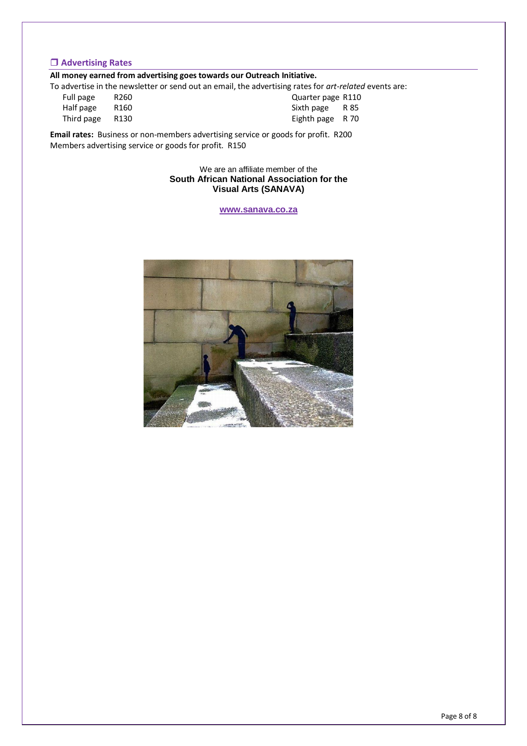## ❒ Advertising Rates

**All money earned from advertising goes towards our Outreach Initiative.**

To advertise in the newsletter or send out an email, the advertising rates for *art-related* events are:

| | | | |
|---|---|---|---|
| Full page | R260 | Quarter page | R110 |
| Half page | R160 | Sixth page | R 85 |
| Third page | R130 | Eighth page | R 70 |

**Email rates:** Business or non-members advertising service or goods for profit. R200
Members advertising service or goods for profit. R150

We are an affiliate member of the
**South African National Association for the Visual Arts (SANAVA)**

**www.sanava.co.za**